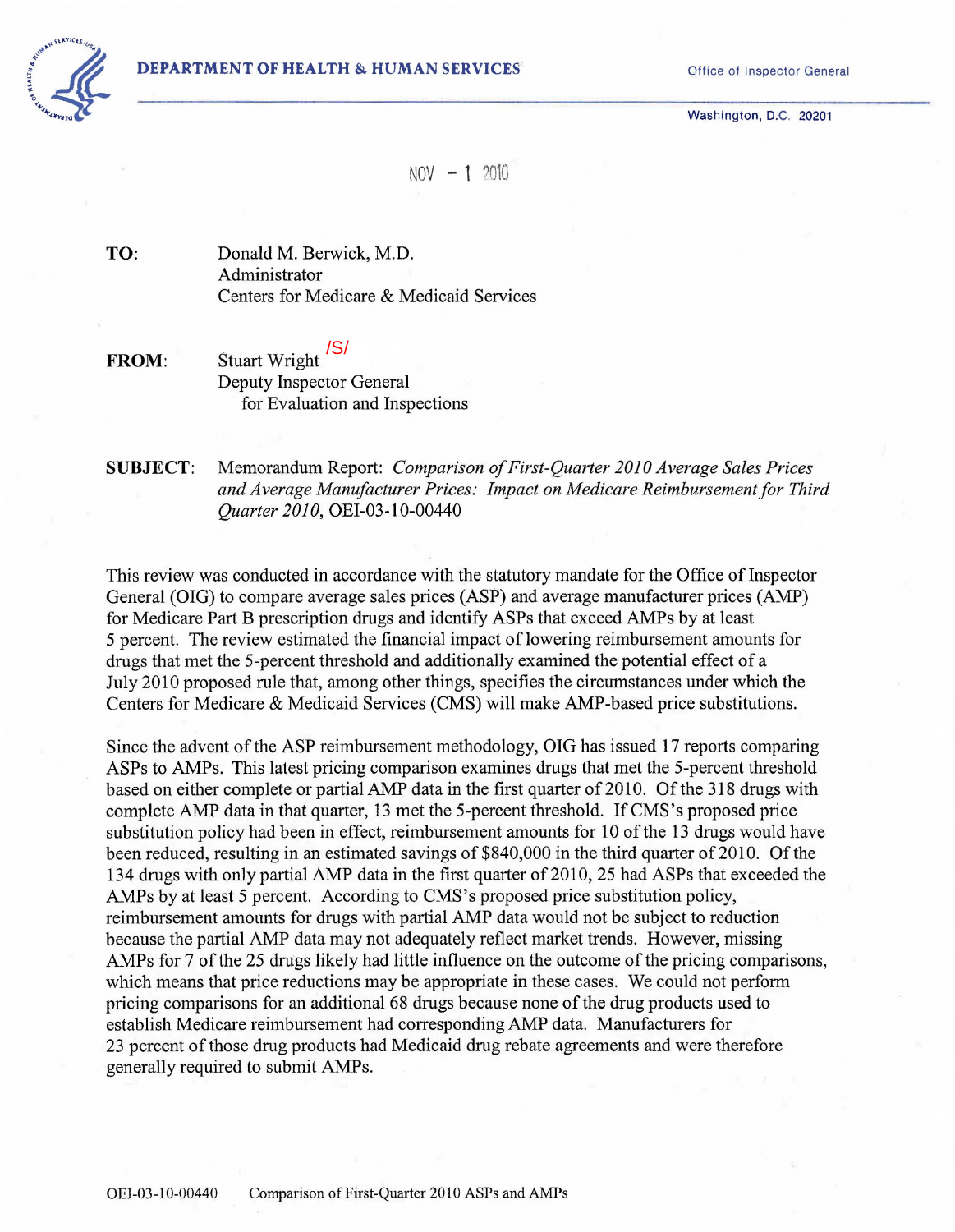DEPARTMENT OF HEALTH & HUMAN SERVICES

Office of Inspector General

Washington, D.C. 20201

NOV - 1 2010

**TO:** Donald M. Berwick, M.D.
Administrator
Centers for Medicare & Medicaid Services

**FROM:** Stuart Wright /S/
Deputy Inspector General
for Evaluation and Inspections

**SUBJECT:** Memorandum Report: *Comparison of First-Quarter 2010 Average Sales Prices and Average Manufacturer Prices: Impact on Medicare Reimbursement for Third Quarter 2010*, OEI-03-10-00440

This review was conducted in accordance with the statutory mandate for the Office of Inspector General (OIG) to compare average sales prices (ASP) and average manufacturer prices (AMP) for Medicare Part B prescription drugs and identify ASPs that exceed AMPs by at least 5 percent. The review estimated the financial impact of lowering reimbursement amounts for drugs that met the 5-percent threshold and additionally examined the potential effect of a July 2010 proposed rule that, among other things, specifies the circumstances under which the Centers for Medicare & Medicaid Services (CMS) will make AMP-based price substitutions.

Since the advent of the ASP reimbursement methodology, OIG has issued 17 reports comparing ASPs to AMPs. This latest pricing comparison examines drugs that met the 5-percent threshold based on either complete or partial AMP data in the first quarter of 2010. Of the 318 drugs with complete AMP data in that quarter, 13 met the 5-percent threshold. If CMS's proposed price substitution policy had been in effect, reimbursement amounts for 10 of the 13 drugs would have been reduced, resulting in an estimated savings of $840,000 in the third quarter of 2010. Of the 134 drugs with only partial AMP data in the first quarter of 2010, 25 had ASPs that exceeded the AMPs by at least 5 percent. According to CMS's proposed price substitution policy, reimbursement amounts for drugs with partial AMP data would not be subject to reduction because the partial AMP data may not adequately reflect market trends. However, missing AMPs for 7 of the 25 drugs likely had little influence on the outcome of the pricing comparisons, which means that price reductions may be appropriate in these cases. We could not perform pricing comparisons for an additional 68 drugs because none of the drug products used to establish Medicare reimbursement had corresponding AMP data. Manufacturers for 23 percent of those drug products had Medicaid drug rebate agreements and were therefore generally required to submit AMPs.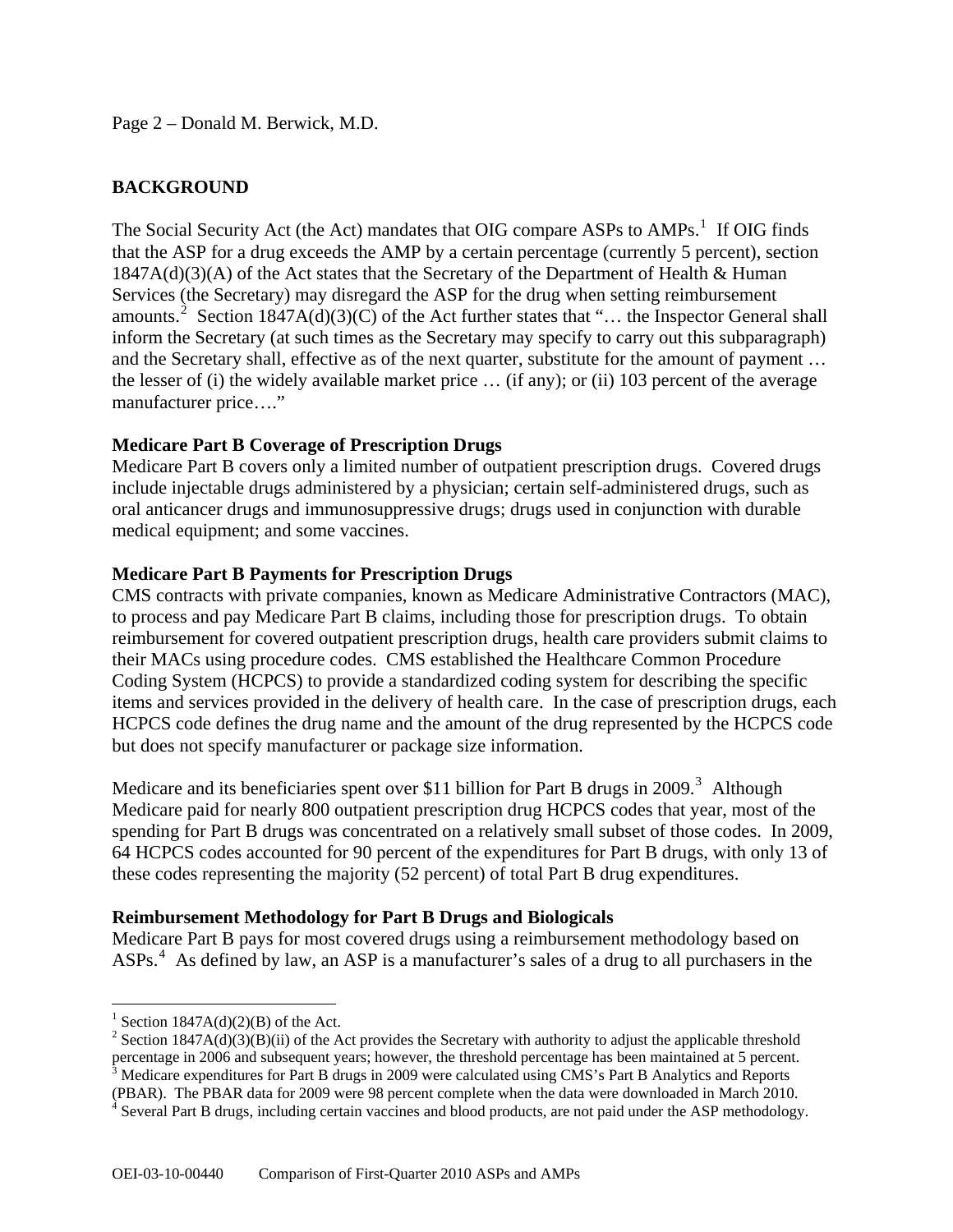## BACKGROUND

The Social Security Act (the Act) mandates that OIG compare ASPs to AMPs.[1] If OIG finds that the ASP for a drug exceeds the AMP by a certain percentage (currently 5 percent), section 1847A(d)(3)(A) of the Act states that the Secretary of the Department of Health & Human Services (the Secretary) may disregard the ASP for the drug when setting reimbursement amounts.[2] Section 1847A(d)(3)(C) of the Act further states that "… the Inspector General shall inform the Secretary (at such times as the Secretary may specify to carry out this subparagraph) and the Secretary shall, effective as of the next quarter, substitute for the amount of payment … the lesser of (i) the widely available market price … (if any); or (ii) 103 percent of the average manufacturer price…."

### Medicare Part B Coverage of Prescription Drugs

Medicare Part B covers only a limited number of outpatient prescription drugs. Covered drugs include injectable drugs administered by a physician; certain self-administered drugs, such as oral anticancer drugs and immunosuppressive drugs; drugs used in conjunction with durable medical equipment; and some vaccines.

### Medicare Part B Payments for Prescription Drugs

CMS contracts with private companies, known as Medicare Administrative Contractors (MAC), to process and pay Medicare Part B claims, including those for prescription drugs. To obtain reimbursement for covered outpatient prescription drugs, health care providers submit claims to their MACs using procedure codes. CMS established the Healthcare Common Procedure Coding System (HCPCS) to provide a standardized coding system for describing the specific items and services provided in the delivery of health care. In the case of prescription drugs, each HCPCS code defines the drug name and the amount of the drug represented by the HCPCS code but does not specify manufacturer or package size information.

Medicare and its beneficiaries spent over $11 billion for Part B drugs in 2009.[3] Although Medicare paid for nearly 800 outpatient prescription drug HCPCS codes that year, most of the spending for Part B drugs was concentrated on a relatively small subset of those codes. In 2009, 64 HCPCS codes accounted for 90 percent of the expenditures for Part B drugs, with only 13 of these codes representing the majority (52 percent) of total Part B drug expenditures.

### Reimbursement Methodology for Part B Drugs and Biologicals

Medicare Part B pays for most covered drugs using a reimbursement methodology based on ASPs.[4] As defined by law, an ASP is a manufacturer's sales of a drug to all purchasers in the

---

[1] Section 1847A(d)(2)(B) of the Act.

[2] Section 1847A(d)(3)(B)(ii) of the Act provides the Secretary with authority to adjust the applicable threshold percentage in 2006 and subsequent years; however, the threshold percentage has been maintained at 5 percent.

[3] Medicare expenditures for Part B drugs in 2009 were calculated using CMS's Part B Analytics and Reports (PBAR). The PBAR data for 2009 were 98 percent complete when the data were downloaded in March 2010.

[4] Several Part B drugs, including certain vaccines and blood products, are not paid under the ASP methodology.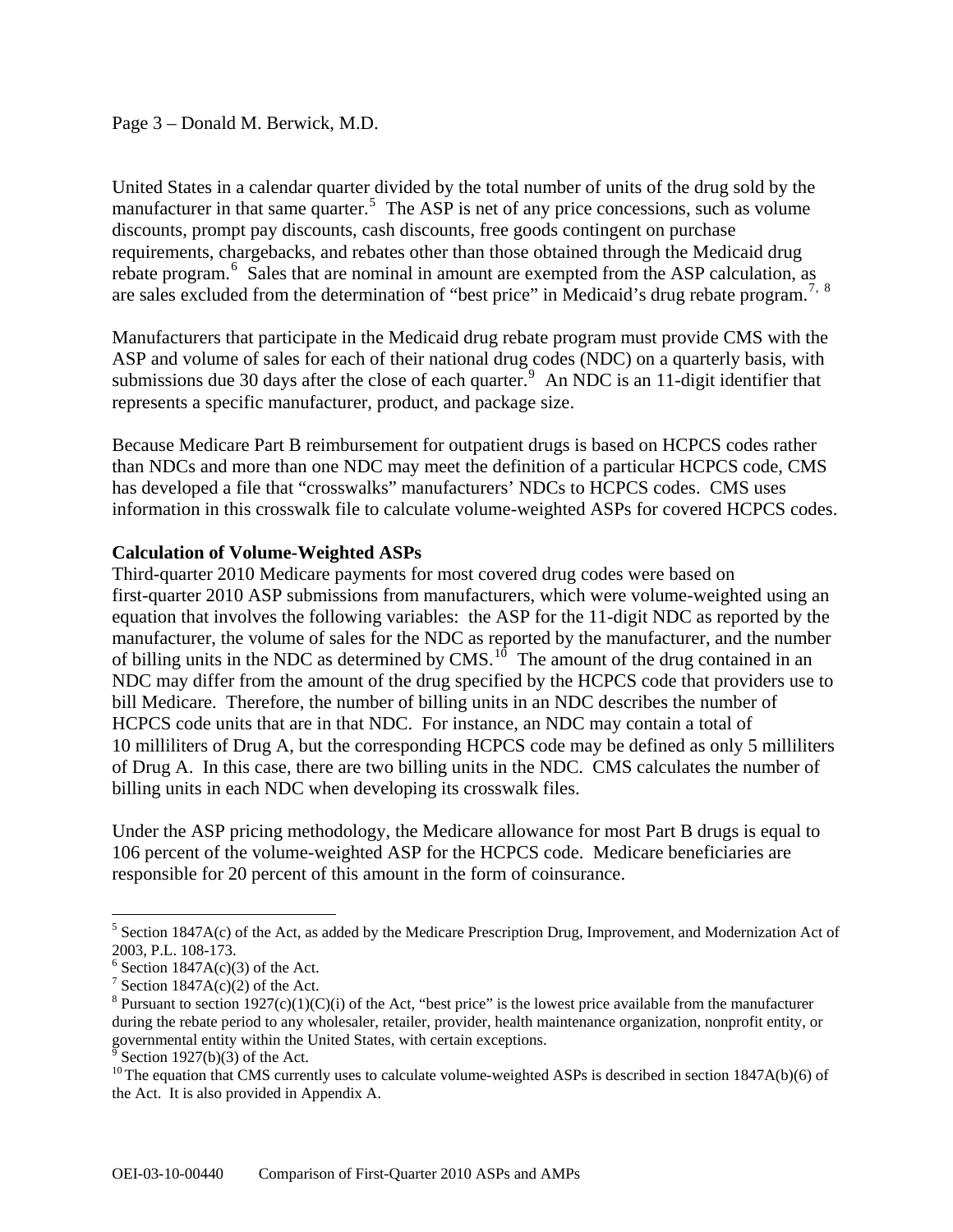United States in a calendar quarter divided by the total number of units of the drug sold by the manufacturer in that same quarter.[5] The ASP is net of any price concessions, such as volume discounts, prompt pay discounts, cash discounts, free goods contingent on purchase requirements, chargebacks, and rebates other than those obtained through the Medicaid drug rebate program.[6] Sales that are nominal in amount are exempted from the ASP calculation, as are sales excluded from the determination of "best price" in Medicaid's drug rebate program.[7, 8]

Manufacturers that participate in the Medicaid drug rebate program must provide CMS with the ASP and volume of sales for each of their national drug codes (NDC) on a quarterly basis, with submissions due 30 days after the close of each quarter.[9] An NDC is an 11-digit identifier that represents a specific manufacturer, product, and package size.

Because Medicare Part B reimbursement for outpatient drugs is based on HCPCS codes rather than NDCs and more than one NDC may meet the definition of a particular HCPCS code, CMS has developed a file that "crosswalks" manufacturers' NDCs to HCPCS codes. CMS uses information in this crosswalk file to calculate volume-weighted ASPs for covered HCPCS codes.

**Calculation of Volume-Weighted ASPs**

Third-quarter 2010 Medicare payments for most covered drug codes were based on first-quarter 2010 ASP submissions from manufacturers, which were volume-weighted using an equation that involves the following variables: the ASP for the 11-digit NDC as reported by the manufacturer, the volume of sales for the NDC as reported by the manufacturer, and the number of billing units in the NDC as determined by CMS.[10] The amount of the drug contained in an NDC may differ from the amount of the drug specified by the HCPCS code that providers use to bill Medicare. Therefore, the number of billing units in an NDC describes the number of HCPCS code units that are in that NDC. For instance, an NDC may contain a total of 10 milliliters of Drug A, but the corresponding HCPCS code may be defined as only 5 milliliters of Drug A. In this case, there are two billing units in the NDC. CMS calculates the number of billing units in each NDC when developing its crosswalk files.

Under the ASP pricing methodology, the Medicare allowance for most Part B drugs is equal to 106 percent of the volume-weighted ASP for the HCPCS code. Medicare beneficiaries are responsible for 20 percent of this amount in the form of coinsurance.

---

[5] Section 1847A(c) of the Act, as added by the Medicare Prescription Drug, Improvement, and Modernization Act of 2003, P.L. 108-173.

[6] Section 1847A(c)(3) of the Act.

[7] Section 1847A(c)(2) of the Act.

[8] Pursuant to section 1927(c)(1)(C)(i) of the Act, "best price" is the lowest price available from the manufacturer during the rebate period to any wholesaler, retailer, provider, health maintenance organization, nonprofit entity, or governmental entity within the United States, with certain exceptions.

[9] Section 1927(b)(3) of the Act.

[10] The equation that CMS currently uses to calculate volume-weighted ASPs is described in section 1847A(b)(6) of the Act. It is also provided in Appendix A.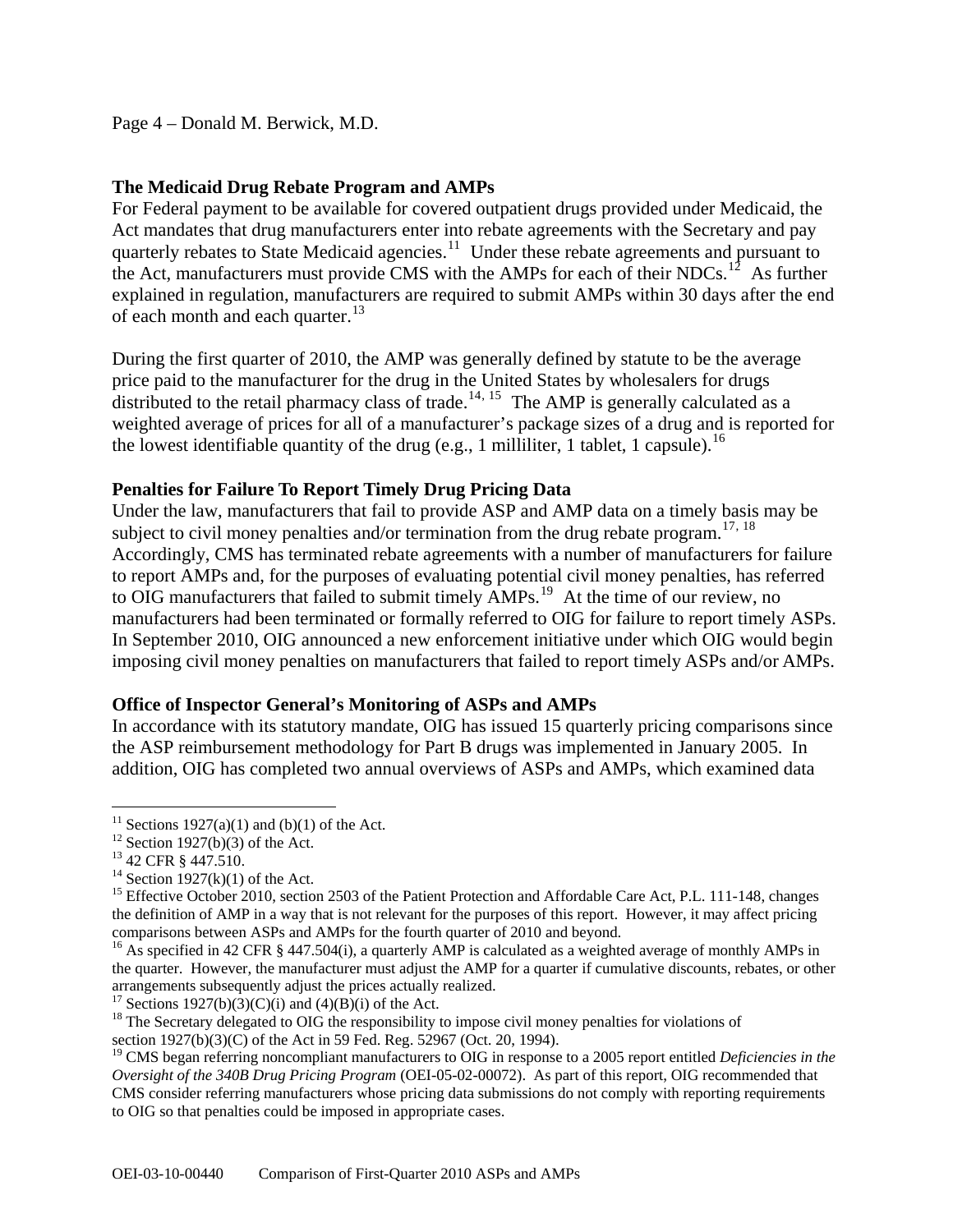### The Medicaid Drug Rebate Program and AMPs

For Federal payment to be available for covered outpatient drugs provided under Medicaid, the Act mandates that drug manufacturers enter into rebate agreements with the Secretary and pay quarterly rebates to State Medicaid agencies.[11] Under these rebate agreements and pursuant to the Act, manufacturers must provide CMS with the AMPs for each of their NDCs.[12] As further explained in regulation, manufacturers are required to submit AMPs within 30 days after the end of each month and each quarter.[13]

During the first quarter of 2010, the AMP was generally defined by statute to be the average price paid to the manufacturer for the drug in the United States by wholesalers for drugs distributed to the retail pharmacy class of trade.[14, 15] The AMP is generally calculated as a weighted average of prices for all of a manufacturer's package sizes of a drug and is reported for the lowest identifiable quantity of the drug (e.g., 1 milliliter, 1 tablet, 1 capsule).[16]

### Penalties for Failure To Report Timely Drug Pricing Data

Under the law, manufacturers that fail to provide ASP and AMP data on a timely basis may be subject to civil money penalties and/or termination from the drug rebate program.[17, 18] Accordingly, CMS has terminated rebate agreements with a number of manufacturers for failure to report AMPs and, for the purposes of evaluating potential civil money penalties, has referred to OIG manufacturers that failed to submit timely AMPs.[19] At the time of our review, no manufacturers had been terminated or formally referred to OIG for failure to report timely ASPs. In September 2010, OIG announced a new enforcement initiative under which OIG would begin imposing civil money penalties on manufacturers that failed to report timely ASPs and/or AMPs.

### Office of Inspector General's Monitoring of ASPs and AMPs

In accordance with its statutory mandate, OIG has issued 15 quarterly pricing comparisons since the ASP reimbursement methodology for Part B drugs was implemented in January 2005. In addition, OIG has completed two annual overviews of ASPs and AMPs, which examined data

---

[11] Sections 1927(a)(1) and (b)(1) of the Act.

[12] Section 1927(b)(3) of the Act.

[13] 42 CFR § 447.510.

[14] Section 1927(k)(1) of the Act.

[15] Effective October 2010, section 2503 of the Patient Protection and Affordable Care Act, P.L. 111-148, changes the definition of AMP in a way that is not relevant for the purposes of this report. However, it may affect pricing comparisons between ASPs and AMPs for the fourth quarter of 2010 and beyond.

[16] As specified in 42 CFR § 447.504(i), a quarterly AMP is calculated as a weighted average of monthly AMPs in the quarter. However, the manufacturer must adjust the AMP for a quarter if cumulative discounts, rebates, or other arrangements subsequently adjust the prices actually realized.

[17] Sections 1927(b)(3)(C)(i) and (4)(B)(i) of the Act.

[18] The Secretary delegated to OIG the responsibility to impose civil money penalties for violations of section 1927(b)(3)(C) of the Act in 59 Fed. Reg. 52967 (Oct. 20, 1994).

[19] CMS began referring noncompliant manufacturers to OIG in response to a 2005 report entitled *Deficiencies in the Oversight of the 340B Drug Pricing Program* (OEI-05-02-00072). As part of this report, OIG recommended that CMS consider referring manufacturers whose pricing data submissions do not comply with reporting requirements to OIG so that penalties could be imposed in appropriate cases.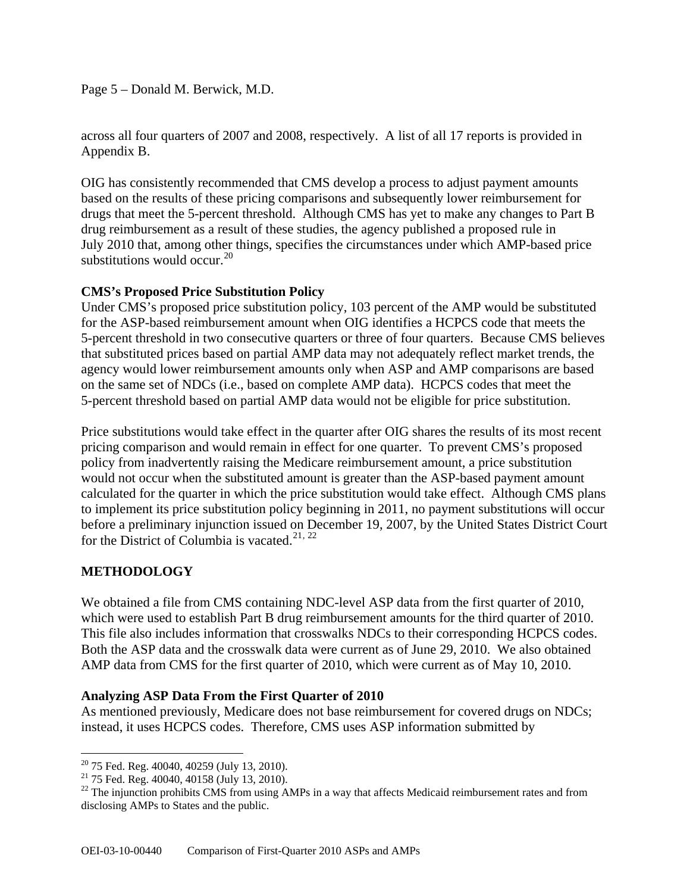across all four quarters of 2007 and 2008, respectively. A list of all 17 reports is provided in Appendix B.

OIG has consistently recommended that CMS develop a process to adjust payment amounts based on the results of these pricing comparisons and subsequently lower reimbursement for drugs that meet the 5-percent threshold. Although CMS has yet to make any changes to Part B drug reimbursement as a result of these studies, the agency published a proposed rule in July 2010 that, among other things, specifies the circumstances under which AMP-based price substitutions would occur.[20]

**CMS's Proposed Price Substitution Policy**

Under CMS's proposed price substitution policy, 103 percent of the AMP would be substituted for the ASP-based reimbursement amount when OIG identifies a HCPCS code that meets the 5-percent threshold in two consecutive quarters or three of four quarters. Because CMS believes that substituted prices based on partial AMP data may not adequately reflect market trends, the agency would lower reimbursement amounts only when ASP and AMP comparisons are based on the same set of NDCs (i.e., based on complete AMP data). HCPCS codes that meet the 5-percent threshold based on partial AMP data would not be eligible for price substitution.

Price substitutions would take effect in the quarter after OIG shares the results of its most recent pricing comparison and would remain in effect for one quarter. To prevent CMS's proposed policy from inadvertently raising the Medicare reimbursement amount, a price substitution would not occur when the substituted amount is greater than the ASP-based payment amount calculated for the quarter in which the price substitution would take effect. Although CMS plans to implement its price substitution policy beginning in 2011, no payment substitutions will occur before a preliminary injunction issued on December 19, 2007, by the United States District Court for the District of Columbia is vacated.[21, 22]

## METHODOLOGY

We obtained a file from CMS containing NDC-level ASP data from the first quarter of 2010, which were used to establish Part B drug reimbursement amounts for the third quarter of 2010. This file also includes information that crosswalks NDCs to their corresponding HCPCS codes. Both the ASP data and the crosswalk data were current as of June 29, 2010. We also obtained AMP data from CMS for the first quarter of 2010, which were current as of May 10, 2010.

**Analyzing ASP Data From the First Quarter of 2010**

As mentioned previously, Medicare does not base reimbursement for covered drugs on NDCs; instead, it uses HCPCS codes. Therefore, CMS uses ASP information submitted by

---

[20] 75 Fed. Reg. 40040, 40259 (July 13, 2010).

[21] 75 Fed. Reg. 40040, 40158 (July 13, 2010).

[22] The injunction prohibits CMS from using AMPs in a way that affects Medicaid reimbursement rates and from disclosing AMPs to States and the public.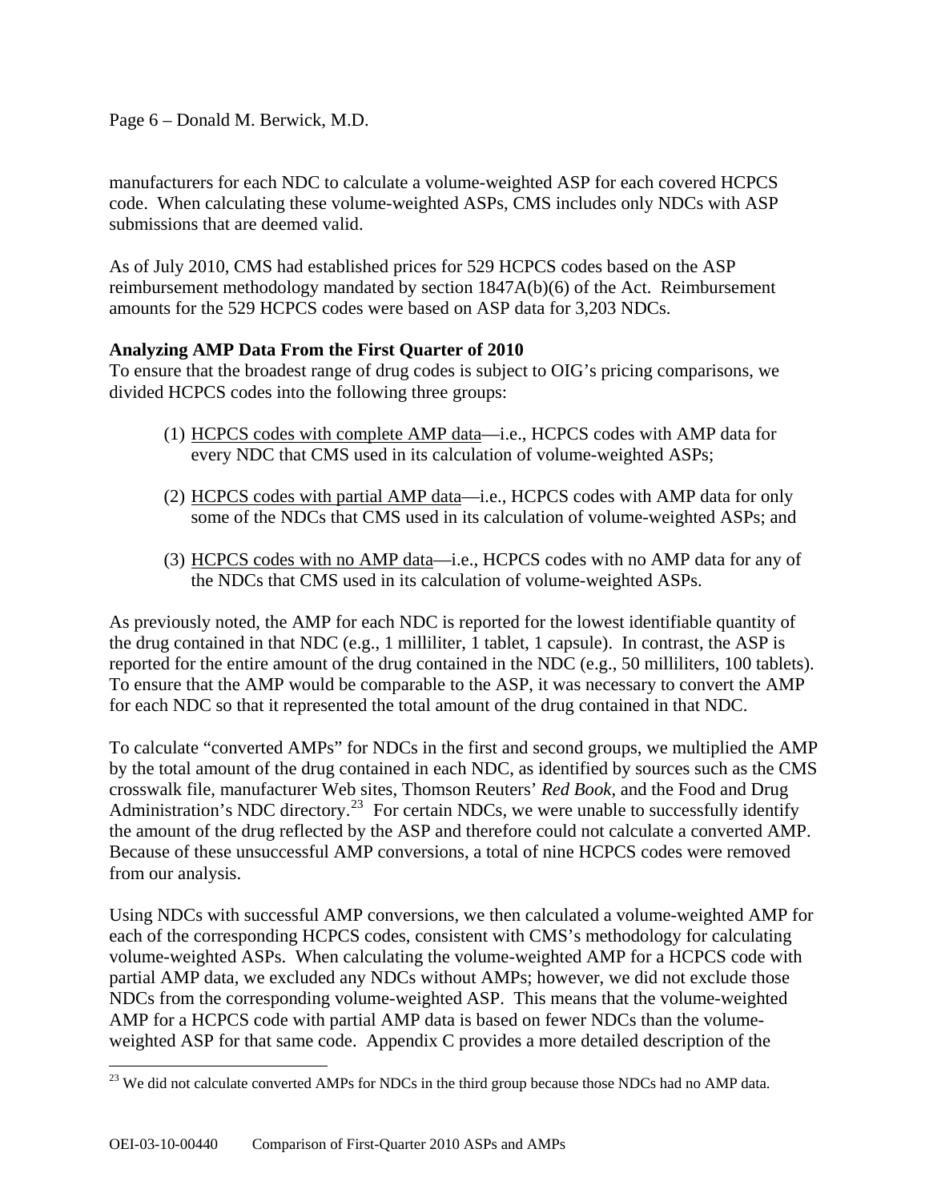manufacturers for each NDC to calculate a volume-weighted ASP for each covered HCPCS code. When calculating these volume-weighted ASPs, CMS includes only NDCs with ASP submissions that are deemed valid.

As of July 2010, CMS had established prices for 529 HCPCS codes based on the ASP reimbursement methodology mandated by section 1847A(b)(6) of the Act. Reimbursement amounts for the 529 HCPCS codes were based on ASP data for 3,203 NDCs.

**Analyzing AMP Data From the First Quarter of 2010**

To ensure that the broadest range of drug codes is subject to OIG's pricing comparisons, we divided HCPCS codes into the following three groups:

(1) HCPCS codes with complete AMP data—i.e., HCPCS codes with AMP data for every NDC that CMS used in its calculation of volume-weighted ASPs;

(2) HCPCS codes with partial AMP data—i.e., HCPCS codes with AMP data for only some of the NDCs that CMS used in its calculation of volume-weighted ASPs; and

(3) HCPCS codes with no AMP data—i.e., HCPCS codes with no AMP data for any of the NDCs that CMS used in its calculation of volume-weighted ASPs.

As previously noted, the AMP for each NDC is reported for the lowest identifiable quantity of the drug contained in that NDC (e.g., 1 milliliter, 1 tablet, 1 capsule). In contrast, the ASP is reported for the entire amount of the drug contained in the NDC (e.g., 50 milliliters, 100 tablets). To ensure that the AMP would be comparable to the ASP, it was necessary to convert the AMP for each NDC so that it represented the total amount of the drug contained in that NDC.

To calculate "converted AMPs" for NDCs in the first and second groups, we multiplied the AMP by the total amount of the drug contained in each NDC, as identified by sources such as the CMS crosswalk file, manufacturer Web sites, Thomson Reuters' *Red Book*, and the Food and Drug Administration's NDC directory.[23] For certain NDCs, we were unable to successfully identify the amount of the drug reflected by the ASP and therefore could not calculate a converted AMP. Because of these unsuccessful AMP conversions, a total of nine HCPCS codes were removed from our analysis.

Using NDCs with successful AMP conversions, we then calculated a volume-weighted AMP for each of the corresponding HCPCS codes, consistent with CMS's methodology for calculating volume-weighted ASPs. When calculating the volume-weighted AMP for a HCPCS code with partial AMP data, we excluded any NDCs without AMPs; however, we did not exclude those NDCs from the corresponding volume-weighted ASP. This means that the volume-weighted AMP for a HCPCS code with partial AMP data is based on fewer NDCs than the volume-weighted ASP for that same code. Appendix C provides a more detailed description of the

[23] We did not calculate converted AMPs for NDCs in the third group because those NDCs had no AMP data.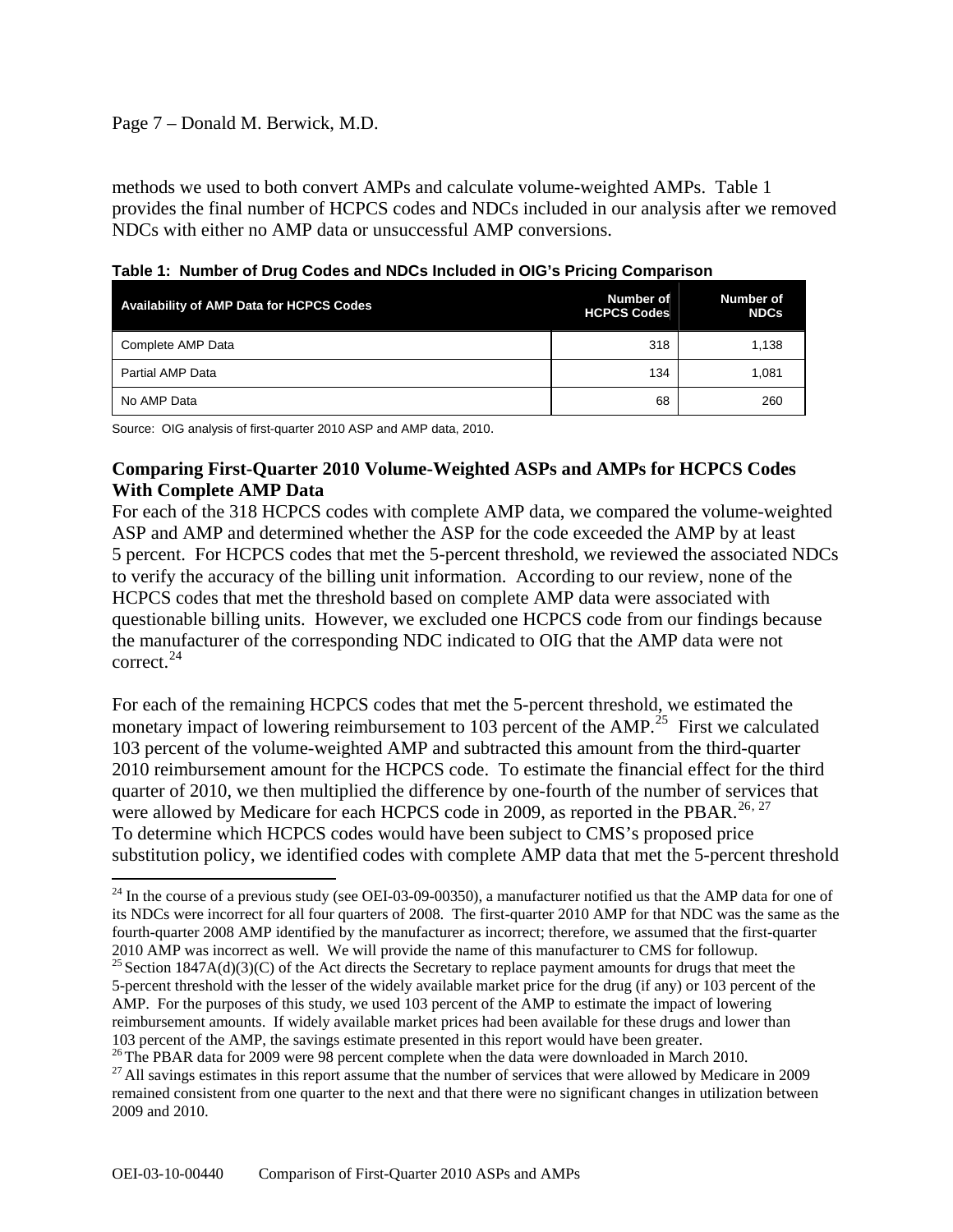methods we used to both convert AMPs and calculate volume-weighted AMPs. Table 1 provides the final number of HCPCS codes and NDCs included in our analysis after we removed NDCs with either no AMP data or unsuccessful AMP conversions.

**Table 1: Number of Drug Codes and NDCs Included in OIG's Pricing Comparison**

| Availability of AMP Data for HCPCS Codes | Number of HCPCS Codes | Number of NDCs |
|---|---|---|
| Complete AMP Data | 318 | 1,138 |
| Partial AMP Data | 134 | 1,081 |
| No AMP Data | 68 | 260 |

Source: OIG analysis of first-quarter 2010 ASP and AMP data, 2010.

**Comparing First-Quarter 2010 Volume-Weighted ASPs and AMPs for HCPCS Codes With Complete AMP Data**

For each of the 318 HCPCS codes with complete AMP data, we compared the volume-weighted ASP and AMP and determined whether the ASP for the code exceeded the AMP by at least 5 percent. For HCPCS codes that met the 5-percent threshold, we reviewed the associated NDCs to verify the accuracy of the billing unit information. According to our review, none of the HCPCS codes that met the threshold based on complete AMP data were associated with questionable billing units. However, we excluded one HCPCS code from our findings because the manufacturer of the corresponding NDC indicated to OIG that the AMP data were not correct.[24]

For each of the remaining HCPCS codes that met the 5-percent threshold, we estimated the monetary impact of lowering reimbursement to 103 percent of the AMP.[25] First we calculated 103 percent of the volume-weighted AMP and subtracted this amount from the third-quarter 2010 reimbursement amount for the HCPCS code. To estimate the financial effect for the third quarter of 2010, we then multiplied the difference by one-fourth of the number of services that were allowed by Medicare for each HCPCS code in 2009, as reported in the PBAR.[26, 27] To determine which HCPCS codes would have been subject to CMS's proposed price substitution policy, we identified codes with complete AMP data that met the 5-percent threshold

---

[24] In the course of a previous study (see OEI-03-09-00350), a manufacturer notified us that the AMP data for one of its NDCs were incorrect for all four quarters of 2008. The first-quarter 2010 AMP for that NDC was the same as the fourth-quarter 2008 AMP identified by the manufacturer as incorrect; therefore, we assumed that the first-quarter 2010 AMP was incorrect as well. We will provide the name of this manufacturer to CMS for followup.

[25] Section 1847A(d)(3)(C) of the Act directs the Secretary to replace payment amounts for drugs that meet the 5-percent threshold with the lesser of the widely available market price for the drug (if any) or 103 percent of the AMP. For the purposes of this study, we used 103 percent of the AMP to estimate the impact of lowering reimbursement amounts. If widely available market prices had been available for these drugs and lower than 103 percent of the AMP, the savings estimate presented in this report would have been greater.

[26] The PBAR data for 2009 were 98 percent complete when the data were downloaded in March 2010.

[27] All savings estimates in this report assume that the number of services that were allowed by Medicare in 2009 remained consistent from one quarter to the next and that there were no significant changes in utilization between 2009 and 2010.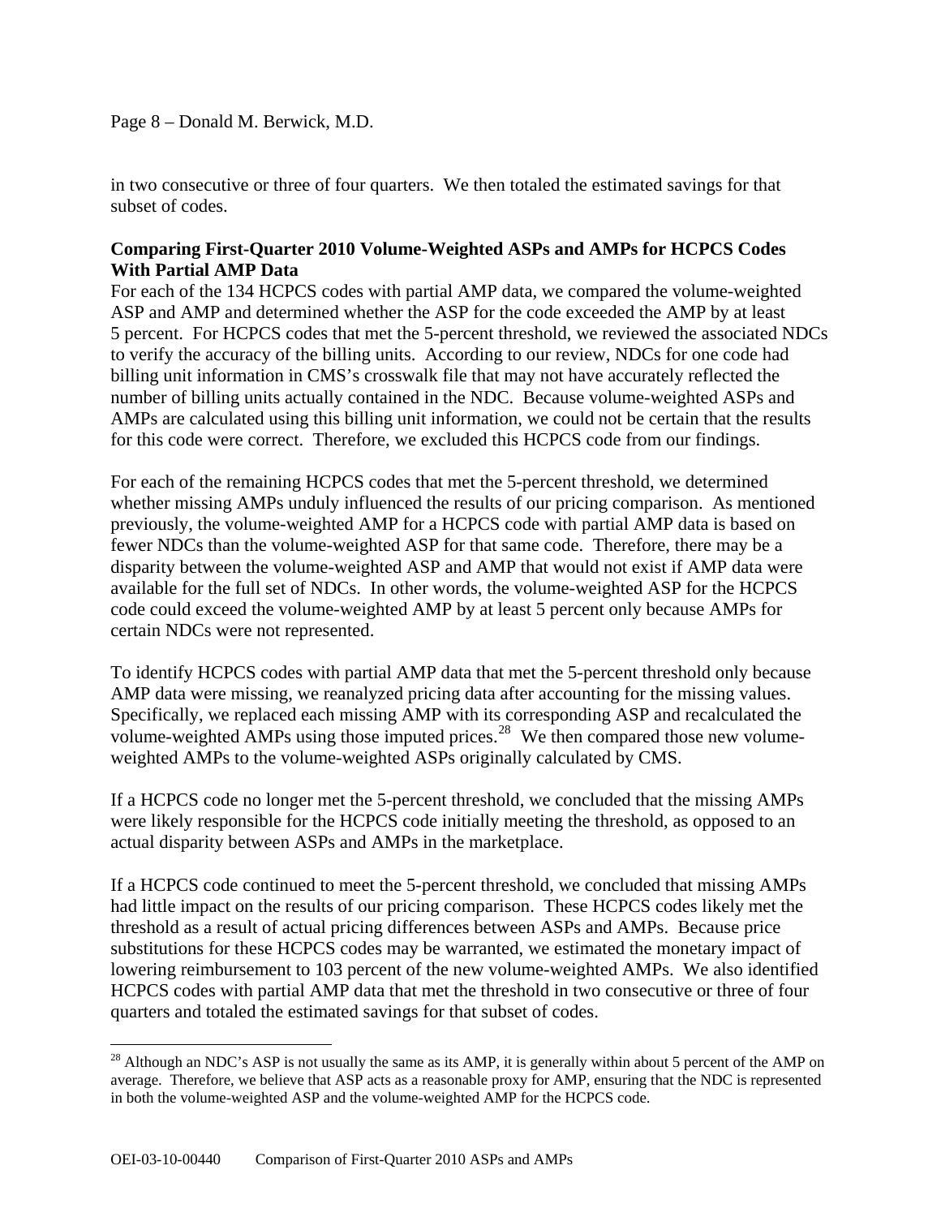in two consecutive or three of four quarters. We then totaled the estimated savings for that subset of codes.

**Comparing First-Quarter 2010 Volume-Weighted ASPs and AMPs for HCPCS Codes With Partial AMP Data**

For each of the 134 HCPCS codes with partial AMP data, we compared the volume-weighted ASP and AMP and determined whether the ASP for the code exceeded the AMP by at least 5 percent. For HCPCS codes that met the 5-percent threshold, we reviewed the associated NDCs to verify the accuracy of the billing units. According to our review, NDCs for one code had billing unit information in CMS's crosswalk file that may not have accurately reflected the number of billing units actually contained in the NDC. Because volume-weighted ASPs and AMPs are calculated using this billing unit information, we could not be certain that the results for this code were correct. Therefore, we excluded this HCPCS code from our findings.

For each of the remaining HCPCS codes that met the 5-percent threshold, we determined whether missing AMPs unduly influenced the results of our pricing comparison. As mentioned previously, the volume-weighted AMP for a HCPCS code with partial AMP data is based on fewer NDCs than the volume-weighted ASP for that same code. Therefore, there may be a disparity between the volume-weighted ASP and AMP that would not exist if AMP data were available for the full set of NDCs. In other words, the volume-weighted ASP for the HCPCS code could exceed the volume-weighted AMP by at least 5 percent only because AMPs for certain NDCs were not represented.

To identify HCPCS codes with partial AMP data that met the 5-percent threshold only because AMP data were missing, we reanalyzed pricing data after accounting for the missing values. Specifically, we replaced each missing AMP with its corresponding ASP and recalculated the volume-weighted AMPs using those imputed prices.[28] We then compared those new volume-weighted AMPs to the volume-weighted ASPs originally calculated by CMS.

If a HCPCS code no longer met the 5-percent threshold, we concluded that the missing AMPs were likely responsible for the HCPCS code initially meeting the threshold, as opposed to an actual disparity between ASPs and AMPs in the marketplace.

If a HCPCS code continued to meet the 5-percent threshold, we concluded that missing AMPs had little impact on the results of our pricing comparison. These HCPCS codes likely met the threshold as a result of actual pricing differences between ASPs and AMPs. Because price substitutions for these HCPCS codes may be warranted, we estimated the monetary impact of lowering reimbursement to 103 percent of the new volume-weighted AMPs. We also identified HCPCS codes with partial AMP data that met the threshold in two consecutive or three of four quarters and totaled the estimated savings for that subset of codes.

---

[28] Although an NDC's ASP is not usually the same as its AMP, it is generally within about 5 percent of the AMP on average. Therefore, we believe that ASP acts as a reasonable proxy for AMP, ensuring that the NDC is represented in both the volume-weighted ASP and the volume-weighted AMP for the HCPCS code.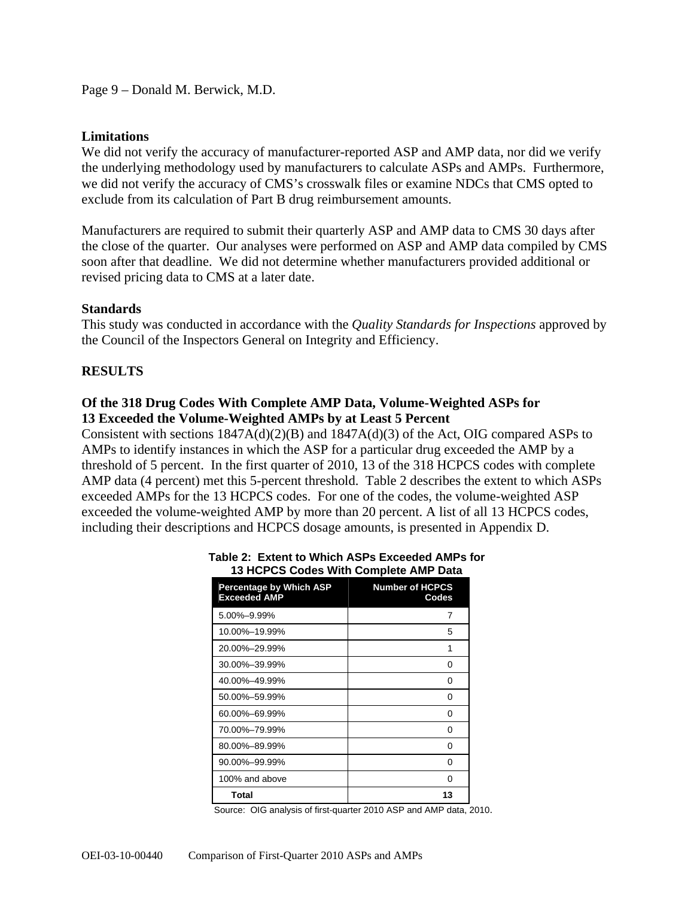### Limitations

We did not verify the accuracy of manufacturer-reported ASP and AMP data, nor did we verify the underlying methodology used by manufacturers to calculate ASPs and AMPs. Furthermore, we did not verify the accuracy of CMS's crosswalk files or examine NDCs that CMS opted to exclude from its calculation of Part B drug reimbursement amounts.

Manufacturers are required to submit their quarterly ASP and AMP data to CMS 30 days after the close of the quarter. Our analyses were performed on ASP and AMP data compiled by CMS soon after that deadline. We did not determine whether manufacturers provided additional or revised pricing data to CMS at a later date.

### Standards

This study was conducted in accordance with the *Quality Standards for Inspections* approved by the Council of the Inspectors General on Integrity and Efficiency.

## RESULTS

### Of the 318 Drug Codes With Complete AMP Data, Volume-Weighted ASPs for 13 Exceeded the Volume-Weighted AMPs by at Least 5 Percent

Consistent with sections 1847A(d)(2)(B) and 1847A(d)(3) of the Act, OIG compared ASPs to AMPs to identify instances in which the ASP for a particular drug exceeded the AMP by a threshold of 5 percent. In the first quarter of 2010, 13 of the 318 HCPCS codes with complete AMP data (4 percent) met this 5-percent threshold. Table 2 describes the extent to which ASPs exceeded AMPs for the 13 HCPCS codes. For one of the codes, the volume-weighted ASP exceeded the volume-weighted AMP by more than 20 percent. A list of all 13 HCPCS codes, including their descriptions and HCPCS dosage amounts, is presented in Appendix D.

**Table 2: Extent to Which ASPs Exceeded AMPs for 13 HCPCS Codes With Complete AMP Data**

| Percentage by Which ASP Exceeded AMP | Number of HCPCS Codes |
|---|---|
| 5.00%–9.99% | 7 |
| 10.00%–19.99% | 5 |
| 20.00%–29.99% | 1 |
| 30.00%–39.99% | 0 |
| 40.00%–49.99% | 0 |
| 50.00%–59.99% | 0 |
| 60.00%–69.99% | 0 |
| 70.00%–79.99% | 0 |
| 80.00%–89.99% | 0 |
| 90.00%–99.99% | 0 |
| 100% and above | 0 |
| **Total** | **13** |

Source: OIG analysis of first-quarter 2010 ASP and AMP data, 2010.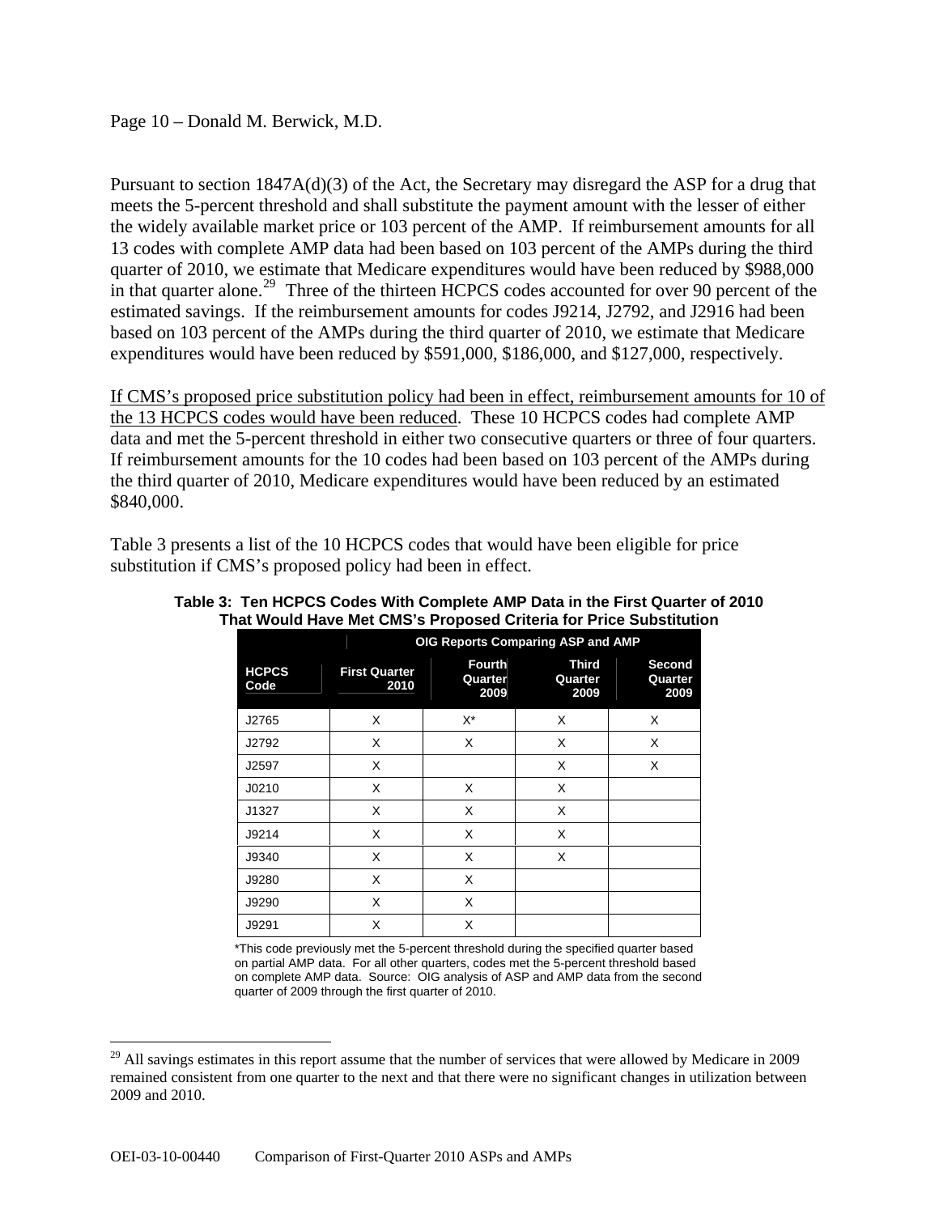Pursuant to section 1847A(d)(3) of the Act, the Secretary may disregard the ASP for a drug that meets the 5-percent threshold and shall substitute the payment amount with the lesser of either the widely available market price or 103 percent of the AMP. If reimbursement amounts for all 13 codes with complete AMP data had been based on 103 percent of the AMPs during the third quarter of 2010, we estimate that Medicare expenditures would have been reduced by \$988,000 in that quarter alone.[29] Three of the thirteen HCPCS codes accounted for over 90 percent of the estimated savings. If the reimbursement amounts for codes J9214, J2792, and J2916 had been based on 103 percent of the AMPs during the third quarter of 2010, we estimate that Medicare expenditures would have been reduced by \$591,000, \$186,000, and \$127,000, respectively.

If CMS's proposed price substitution policy had been in effect, reimbursement amounts for 10 of the 13 HCPCS codes would have been reduced. These 10 HCPCS codes had complete AMP data and met the 5-percent threshold in either two consecutive quarters or three of four quarters. If reimbursement amounts for the 10 codes had been based on 103 percent of the AMPs during the third quarter of 2010, Medicare expenditures would have been reduced by an estimated \$840,000.

Table 3 presents a list of the 10 HCPCS codes that would have been eligible for price substitution if CMS's proposed policy had been in effect.

**Table 3: Ten HCPCS Codes With Complete AMP Data in the First Quarter of 2010 That Would Have Met CMS's Proposed Criteria for Price Substitution**

| | OIG Reports Comparing ASP and AMP | | | |
|---|---|---|---|---|
| HCPCS Code | First Quarter 2010 | Fourth Quarter 2009 | Third Quarter 2009 | Second Quarter 2009 |
| J2765 | X | X* | X | X |
| J2792 | X | X | X | X |
| J2597 | X | | X | X |
| J0210 | X | X | X | |
| J1327 | X | X | X | |
| J9214 | X | X | X | |
| J9340 | X | X | X | |
| J9280 | X | X | | |
| J9290 | X | X | | |
| J9291 | X | X | | |

*This code previously met the 5-percent threshold during the specified quarter based on partial AMP data. For all other quarters, codes met the 5-percent threshold based on complete AMP data. Source: OIG analysis of ASP and AMP data from the second quarter of 2009 through the first quarter of 2010.

[29] All savings estimates in this report assume that the number of services that were allowed by Medicare in 2009 remained consistent from one quarter to the next and that there were no significant changes in utilization between 2009 and 2010.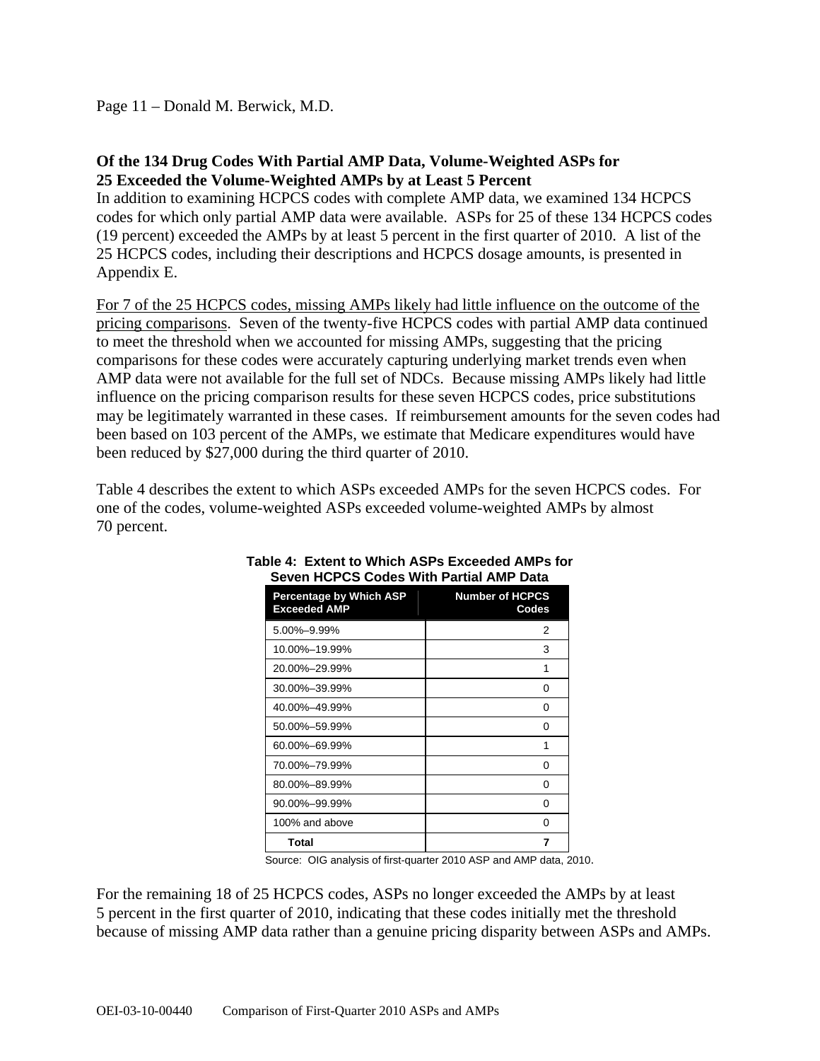### Of the 134 Drug Codes With Partial AMP Data, Volume-Weighted ASPs for 25 Exceeded the Volume-Weighted AMPs by at Least 5 Percent

In addition to examining HCPCS codes with complete AMP data, we examined 134 HCPCS codes for which only partial AMP data were available. ASPs for 25 of these 134 HCPCS codes (19 percent) exceeded the AMPs by at least 5 percent in the first quarter of 2010. A list of the 25 HCPCS codes, including their descriptions and HCPCS dosage amounts, is presented in Appendix E.

For 7 of the 25 HCPCS codes, missing AMPs likely had little influence on the outcome of the pricing comparisons. Seven of the twenty-five HCPCS codes with partial AMP data continued to meet the threshold when we accounted for missing AMPs, suggesting that the pricing comparisons for these codes were accurately capturing underlying market trends even when AMP data were not available for the full set of NDCs. Because missing AMPs likely had little influence on the pricing comparison results for these seven HCPCS codes, price substitutions may be legitimately warranted in these cases. If reimbursement amounts for the seven codes had been based on 103 percent of the AMPs, we estimate that Medicare expenditures would have been reduced by $27,000 during the third quarter of 2010.

Table 4 describes the extent to which ASPs exceeded AMPs for the seven HCPCS codes. For one of the codes, volume-weighted ASPs exceeded volume-weighted AMPs by almost 70 percent.

**Table 4: Extent to Which ASPs Exceeded AMPs for Seven HCPCS Codes With Partial AMP Data**

| Percentage by Which ASP Exceeded AMP | Number of HCPCS Codes |
|---|---|
| 5.00%–9.99% | 2 |
| 10.00%–19.99% | 3 |
| 20.00%–29.99% | 1 |
| 30.00%–39.99% | 0 |
| 40.00%–49.99% | 0 |
| 50.00%–59.99% | 0 |
| 60.00%–69.99% | 1 |
| 70.00%–79.99% | 0 |
| 80.00%–89.99% | 0 |
| 90.00%–99.99% | 0 |
| 100% and above | 0 |
| **Total** | **7** |

Source: OIG analysis of first-quarter 2010 ASP and AMP data, 2010.

For the remaining 18 of 25 HCPCS codes, ASPs no longer exceeded the AMPs by at least 5 percent in the first quarter of 2010, indicating that these codes initially met the threshold because of missing AMP data rather than a genuine pricing disparity between ASPs and AMPs.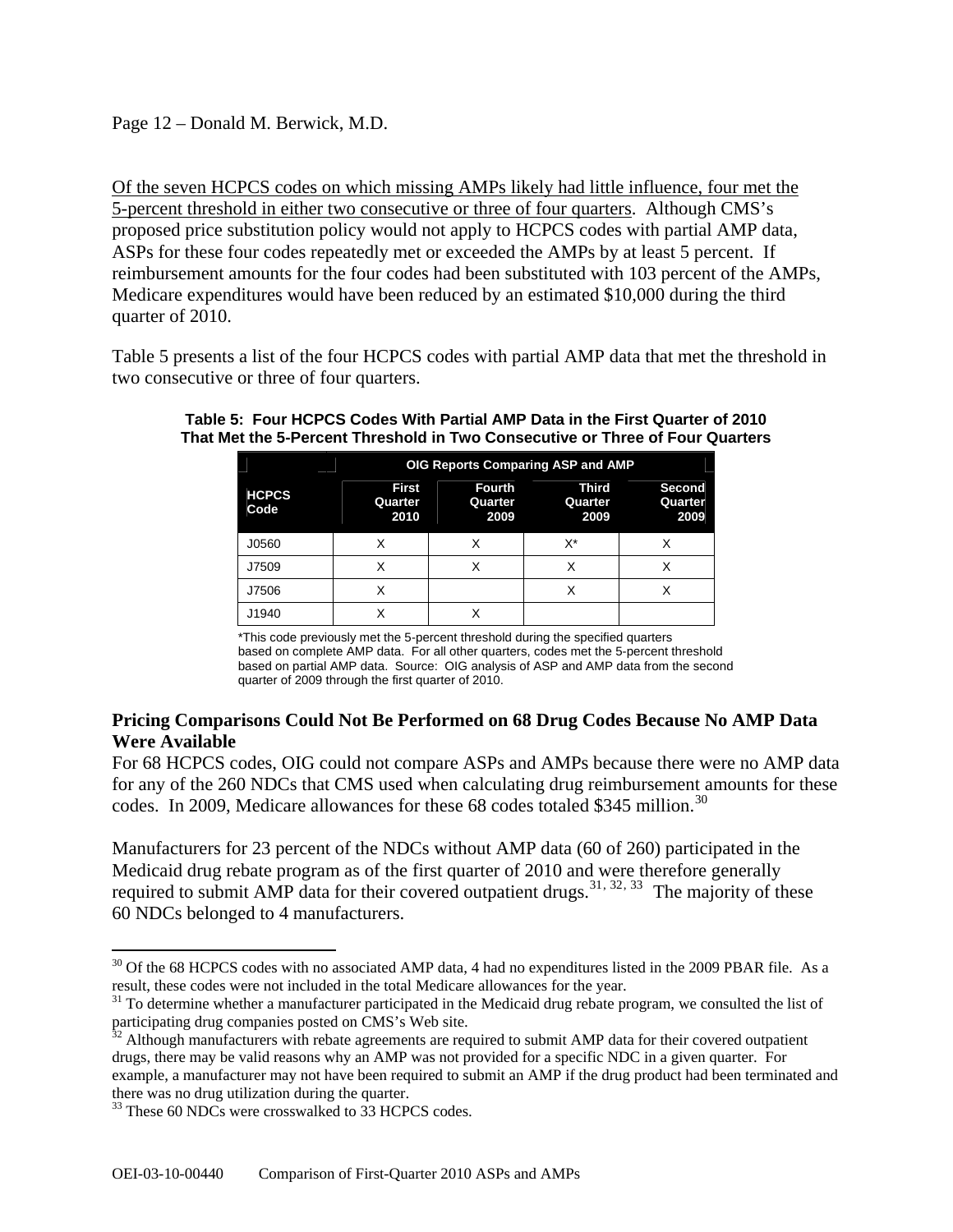Of the seven HCPCS codes on which missing AMPs likely had little influence, four met the 5-percent threshold in either two consecutive or three of four quarters. Although CMS's proposed price substitution policy would not apply to HCPCS codes with partial AMP data, ASPs for these four codes repeatedly met or exceeded the AMPs by at least 5 percent. If reimbursement amounts for the four codes had been substituted with 103 percent of the AMPs, Medicare expenditures would have been reduced by an estimated $10,000 during the third quarter of 2010.

Table 5 presents a list of the four HCPCS codes with partial AMP data that met the threshold in two consecutive or three of four quarters.

**Table 5: Four HCPCS Codes With Partial AMP Data in the First Quarter of 2010 That Met the 5-Percent Threshold in Two Consecutive or Three of Four Quarters**

| | OIG Reports Comparing ASP and AMP | | | |
|---|---|---|---|---|
| HCPCS Code | First Quarter 2010 | Fourth Quarter 2009 | Third Quarter 2009 | Second Quarter 2009 |
| J0560 | X | X | X* | X |
| J7509 | X | X | X | X |
| J7506 | X | | X | X |
| J1940 | X | X | | |

*This code previously met the 5-percent threshold during the specified quarters based on complete AMP data. For all other quarters, codes met the 5-percent threshold based on partial AMP data. Source: OIG analysis of ASP and AMP data from the second quarter of 2009 through the first quarter of 2010.

**Pricing Comparisons Could Not Be Performed on 68 Drug Codes Because No AMP Data Were Available**

For 68 HCPCS codes, OIG could not compare ASPs and AMPs because there were no AMP data for any of the 260 NDCs that CMS used when calculating drug reimbursement amounts for these codes. In 2009, Medicare allowances for these 68 codes totaled $345 million.[30]

Manufacturers for 23 percent of the NDCs without AMP data (60 of 260) participated in the Medicaid drug rebate program as of the first quarter of 2010 and were therefore generally required to submit AMP data for their covered outpatient drugs.[31, 32, 33] The majority of these 60 NDCs belonged to 4 manufacturers.

[30] Of the 68 HCPCS codes with no associated AMP data, 4 had no expenditures listed in the 2009 PBAR file. As a result, these codes were not included in the total Medicare allowances for the year.

[31] To determine whether a manufacturer participated in the Medicaid drug rebate program, we consulted the list of participating drug companies posted on CMS's Web site.

[32] Although manufacturers with rebate agreements are required to submit AMP data for their covered outpatient drugs, there may be valid reasons why an AMP was not provided for a specific NDC in a given quarter. For example, a manufacturer may not have been required to submit an AMP if the drug product had been terminated and there was no drug utilization during the quarter.

[33] These 60 NDCs were crosswalked to 33 HCPCS codes.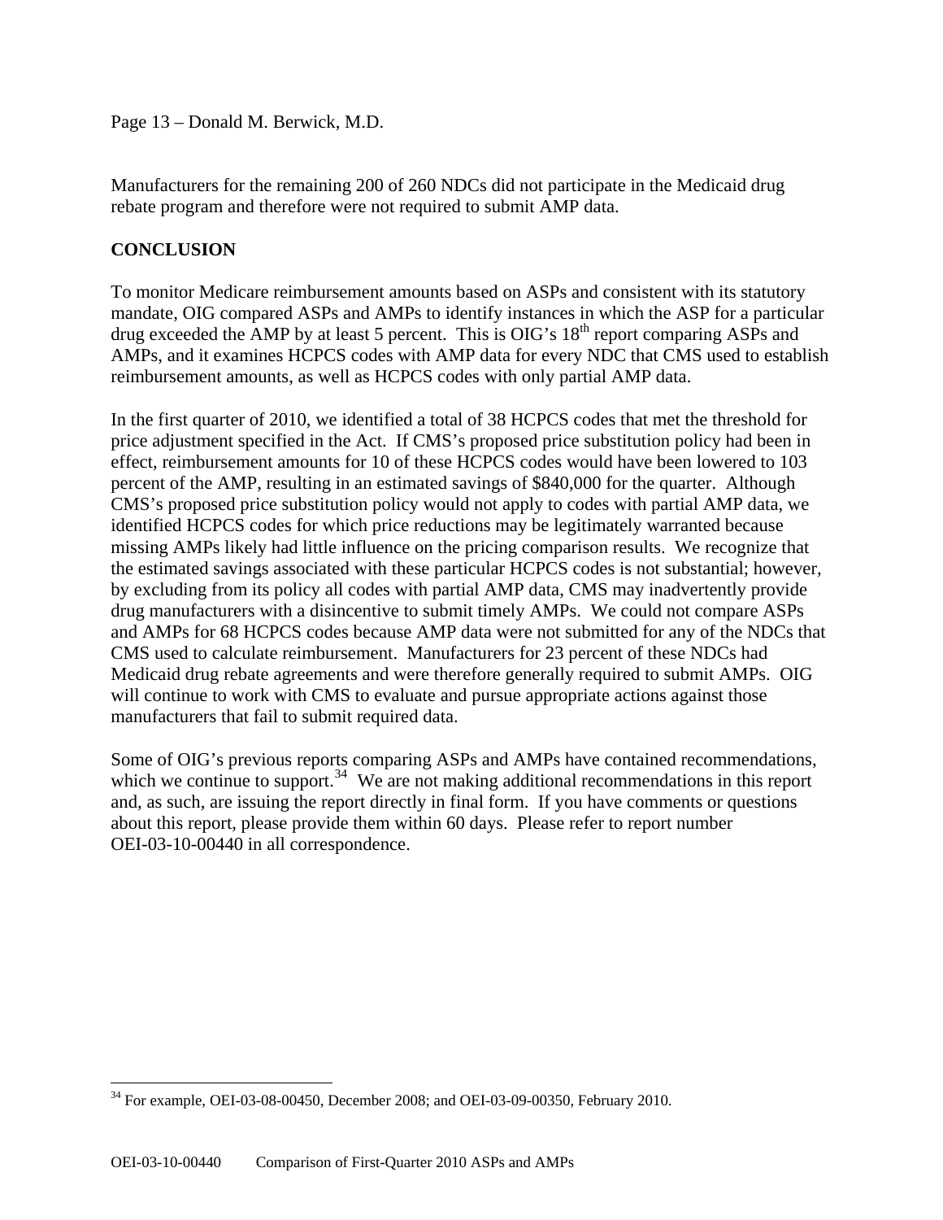Manufacturers for the remaining 200 of 260 NDCs did not participate in the Medicaid drug rebate program and therefore were not required to submit AMP data.

## CONCLUSION

To monitor Medicare reimbursement amounts based on ASPs and consistent with its statutory mandate, OIG compared ASPs and AMPs to identify instances in which the ASP for a particular drug exceeded the AMP by at least 5 percent. This is OIG's 18th report comparing ASPs and AMPs, and it examines HCPCS codes with AMP data for every NDC that CMS used to establish reimbursement amounts, as well as HCPCS codes with only partial AMP data.

In the first quarter of 2010, we identified a total of 38 HCPCS codes that met the threshold for price adjustment specified in the Act. If CMS's proposed price substitution policy had been in effect, reimbursement amounts for 10 of these HCPCS codes would have been lowered to 103 percent of the AMP, resulting in an estimated savings of $840,000 for the quarter. Although CMS's proposed price substitution policy would not apply to codes with partial AMP data, we identified HCPCS codes for which price reductions may be legitimately warranted because missing AMPs likely had little influence on the pricing comparison results. We recognize that the estimated savings associated with these particular HCPCS codes is not substantial; however, by excluding from its policy all codes with partial AMP data, CMS may inadvertently provide drug manufacturers with a disincentive to submit timely AMPs. We could not compare ASPs and AMPs for 68 HCPCS codes because AMP data were not submitted for any of the NDCs that CMS used to calculate reimbursement. Manufacturers for 23 percent of these NDCs had Medicaid drug rebate agreements and were therefore generally required to submit AMPs. OIG will continue to work with CMS to evaluate and pursue appropriate actions against those manufacturers that fail to submit required data.

Some of OIG's previous reports comparing ASPs and AMPs have contained recommendations, which we continue to support.[34] We are not making additional recommendations in this report and, as such, are issuing the report directly in final form. If you have comments or questions about this report, please provide them within 60 days. Please refer to report number OEI-03-10-00440 in all correspondence.

---

[34] For example, OEI-03-08-00450, December 2008; and OEI-03-09-00350, February 2010.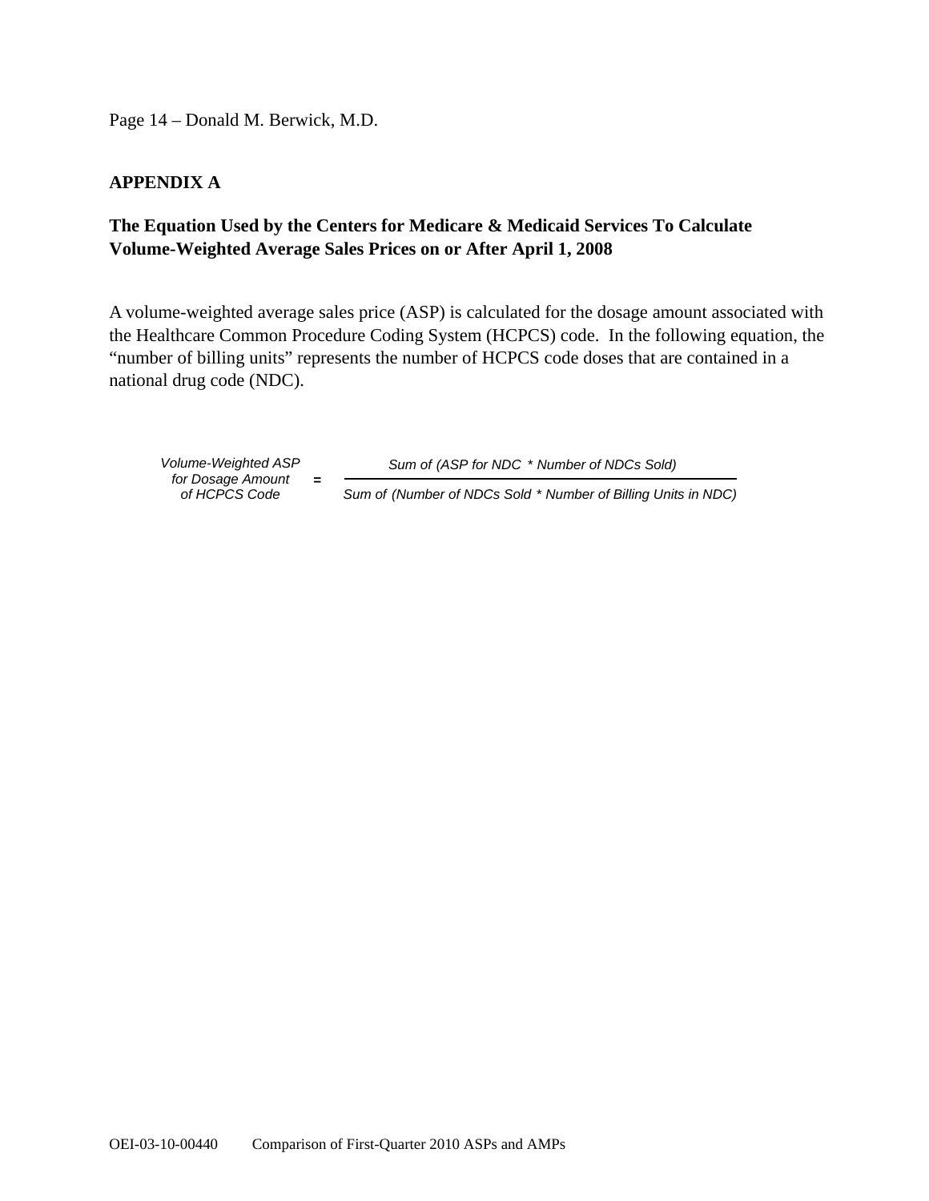## APPENDIX A

### The Equation Used by the Centers for Medicare & Medicaid Services To Calculate Volume-Weighted Average Sales Prices on or After April 1, 2008

A volume-weighted average sales price (ASP) is calculated for the dosage amount associated with the Healthcare Common Procedure Coding System (HCPCS) code. In the following equation, the "number of billing units" represents the number of HCPCS code doses that are contained in a national drug code (NDC).

$$\text{Volume-Weighted ASP for Dosage Amount of HCPCS Code} = \frac{\text{Sum of (ASP for NDC * Number of NDCs Sold)}}{\text{Sum of (Number of NDCs Sold * Number of Billing Units in NDC)}}$$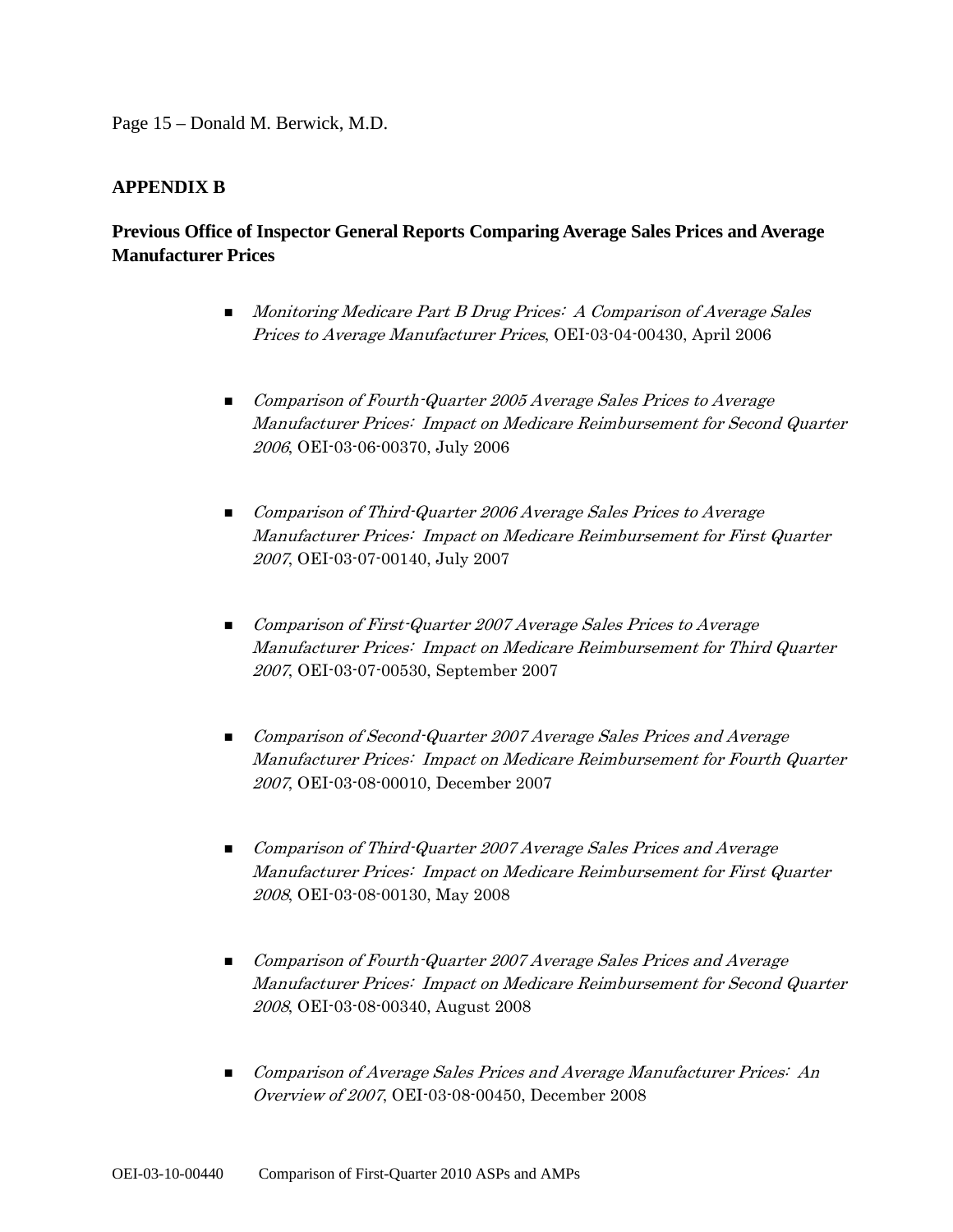## APPENDIX B

### Previous Office of Inspector General Reports Comparing Average Sales Prices and Average Manufacturer Prices

- *Monitoring Medicare Part B Drug Prices: A Comparison of Average Sales Prices to Average Manufacturer Prices*, OEI-03-04-00430, April 2006
- *Comparison of Fourth-Quarter 2005 Average Sales Prices to Average Manufacturer Prices: Impact on Medicare Reimbursement for Second Quarter 2006*, OEI-03-06-00370, July 2006
- *Comparison of Third-Quarter 2006 Average Sales Prices to Average Manufacturer Prices: Impact on Medicare Reimbursement for First Quarter 2007*, OEI-03-07-00140, July 2007
- *Comparison of First-Quarter 2007 Average Sales Prices to Average Manufacturer Prices: Impact on Medicare Reimbursement for Third Quarter 2007*, OEI-03-07-00530, September 2007
- *Comparison of Second-Quarter 2007 Average Sales Prices and Average Manufacturer Prices: Impact on Medicare Reimbursement for Fourth Quarter 2007*, OEI-03-08-00010, December 2007
- *Comparison of Third-Quarter 2007 Average Sales Prices and Average Manufacturer Prices: Impact on Medicare Reimbursement for First Quarter 2008*, OEI-03-08-00130, May 2008
- *Comparison of Fourth-Quarter 2007 Average Sales Prices and Average Manufacturer Prices: Impact on Medicare Reimbursement for Second Quarter 2008*, OEI-03-08-00340, August 2008
- *Comparison of Average Sales Prices and Average Manufacturer Prices: An Overview of 2007*, OEI-03-08-00450, December 2008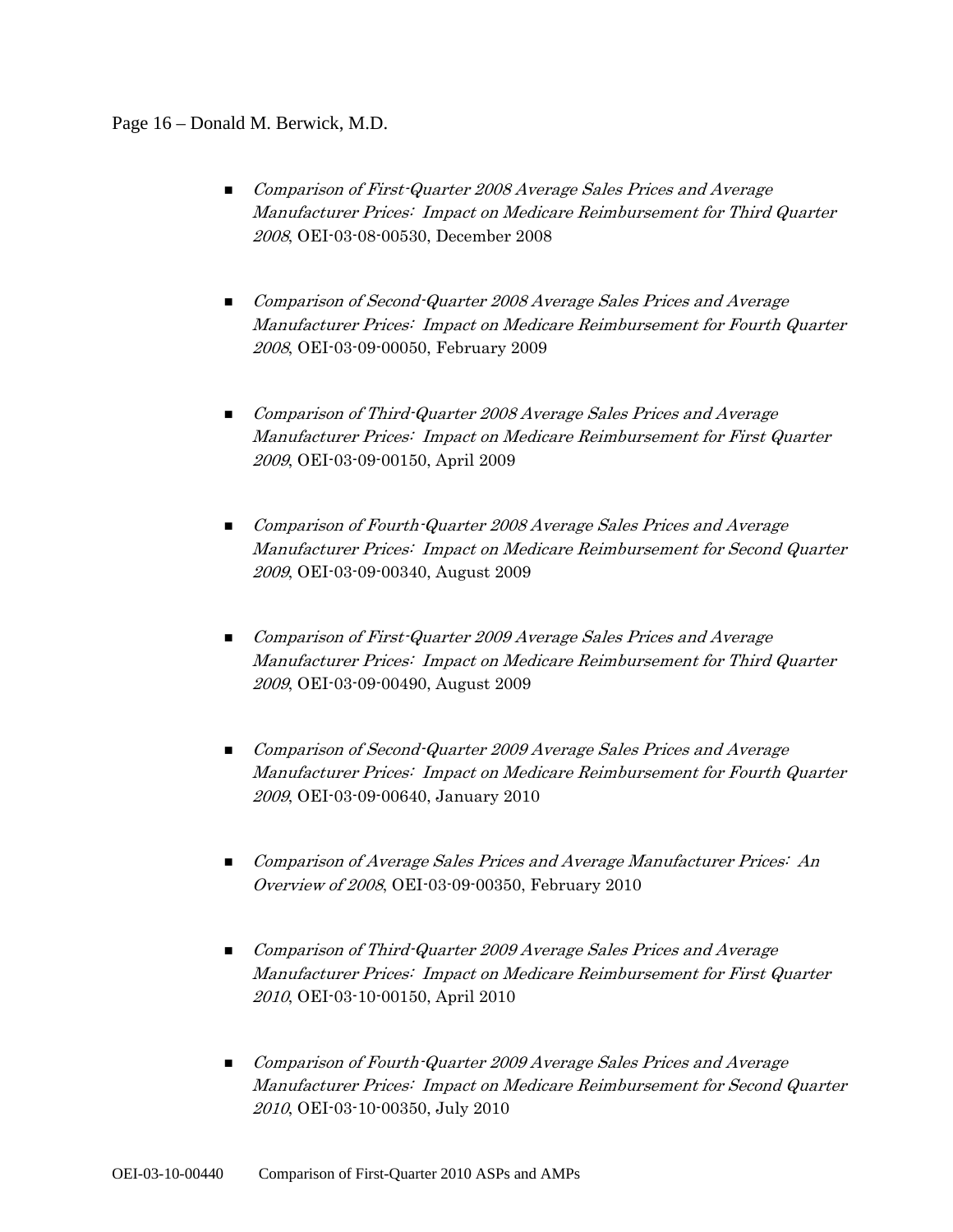- *Comparison of First-Quarter 2008 Average Sales Prices and Average Manufacturer Prices: Impact on Medicare Reimbursement for Third Quarter 2008*, OEI-03-08-00530, December 2008

- *Comparison of Second-Quarter 2008 Average Sales Prices and Average Manufacturer Prices: Impact on Medicare Reimbursement for Fourth Quarter 2008*, OEI-03-09-00050, February 2009

- *Comparison of Third-Quarter 2008 Average Sales Prices and Average Manufacturer Prices: Impact on Medicare Reimbursement for First Quarter 2009*, OEI-03-09-00150, April 2009

- *Comparison of Fourth-Quarter 2008 Average Sales Prices and Average Manufacturer Prices: Impact on Medicare Reimbursement for Second Quarter 2009*, OEI-03-09-00340, August 2009

- *Comparison of First-Quarter 2009 Average Sales Prices and Average Manufacturer Prices: Impact on Medicare Reimbursement for Third Quarter 2009*, OEI-03-09-00490, August 2009

- *Comparison of Second-Quarter 2009 Average Sales Prices and Average Manufacturer Prices: Impact on Medicare Reimbursement for Fourth Quarter 2009*, OEI-03-09-00640, January 2010

- *Comparison of Average Sales Prices and Average Manufacturer Prices: An Overview of 2008*, OEI-03-09-00350, February 2010

- *Comparison of Third-Quarter 2009 Average Sales Prices and Average Manufacturer Prices: Impact on Medicare Reimbursement for First Quarter 2010*, OEI-03-10-00150, April 2010

- *Comparison of Fourth-Quarter 2009 Average Sales Prices and Average Manufacturer Prices: Impact on Medicare Reimbursement for Second Quarter 2010*, OEI-03-10-00350, July 2010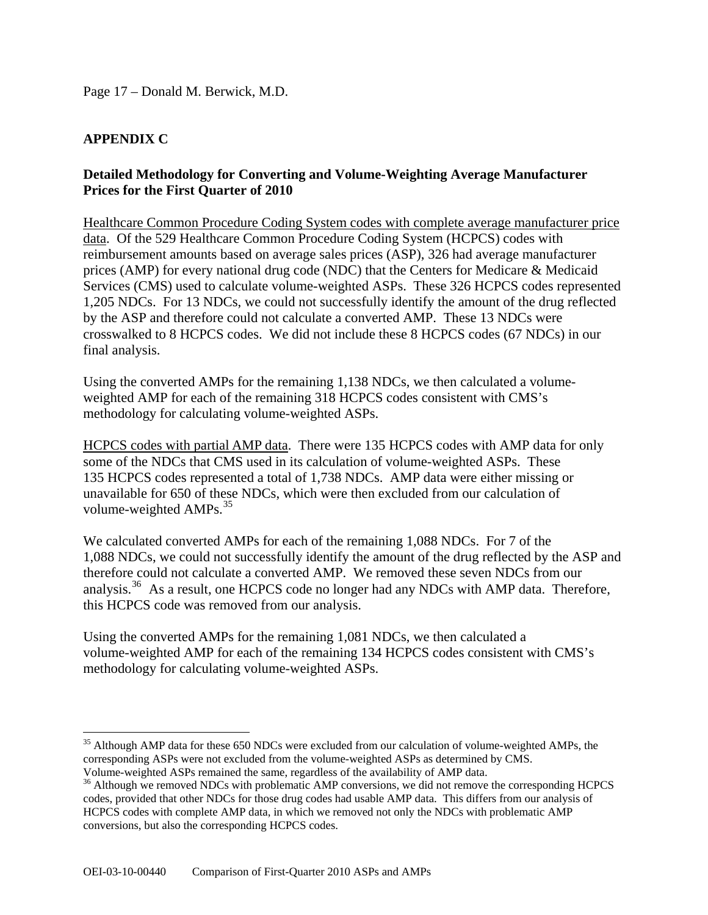## APPENDIX C

### Detailed Methodology for Converting and Volume-Weighting Average Manufacturer Prices for the First Quarter of 2010

Healthcare Common Procedure Coding System codes with complete average manufacturer price data. Of the 529 Healthcare Common Procedure Coding System (HCPCS) codes with reimbursement amounts based on average sales prices (ASP), 326 had average manufacturer prices (AMP) for every national drug code (NDC) that the Centers for Medicare & Medicaid Services (CMS) used to calculate volume-weighted ASPs. These 326 HCPCS codes represented 1,205 NDCs. For 13 NDCs, we could not successfully identify the amount of the drug reflected by the ASP and therefore could not calculate a converted AMP. These 13 NDCs were crosswalked to 8 HCPCS codes. We did not include these 8 HCPCS codes (67 NDCs) in our final analysis.

Using the converted AMPs for the remaining 1,138 NDCs, we then calculated a volume-weighted AMP for each of the remaining 318 HCPCS codes consistent with CMS's methodology for calculating volume-weighted ASPs.

HCPCS codes with partial AMP data. There were 135 HCPCS codes with AMP data for only some of the NDCs that CMS used in its calculation of volume-weighted ASPs. These 135 HCPCS codes represented a total of 1,738 NDCs. AMP data were either missing or unavailable for 650 of these NDCs, which were then excluded from our calculation of volume-weighted AMPs.[35]

We calculated converted AMPs for each of the remaining 1,088 NDCs. For 7 of the 1,088 NDCs, we could not successfully identify the amount of the drug reflected by the ASP and therefore could not calculate a converted AMP. We removed these seven NDCs from our analysis.[36] As a result, one HCPCS code no longer had any NDCs with AMP data. Therefore, this HCPCS code was removed from our analysis.

Using the converted AMPs for the remaining 1,081 NDCs, we then calculated a volume-weighted AMP for each of the remaining 134 HCPCS codes consistent with CMS's methodology for calculating volume-weighted ASPs.

---

[35] Although AMP data for these 650 NDCs were excluded from our calculation of volume-weighted AMPs, the corresponding ASPs were not excluded from the volume-weighted ASPs as determined by CMS. Volume-weighted ASPs remained the same, regardless of the availability of AMP data.

[36] Although we removed NDCs with problematic AMP conversions, we did not remove the corresponding HCPCS codes, provided that other NDCs for those drug codes had usable AMP data. This differs from our analysis of HCPCS codes with complete AMP data, in which we removed not only the NDCs with problematic AMP conversions, but also the corresponding HCPCS codes.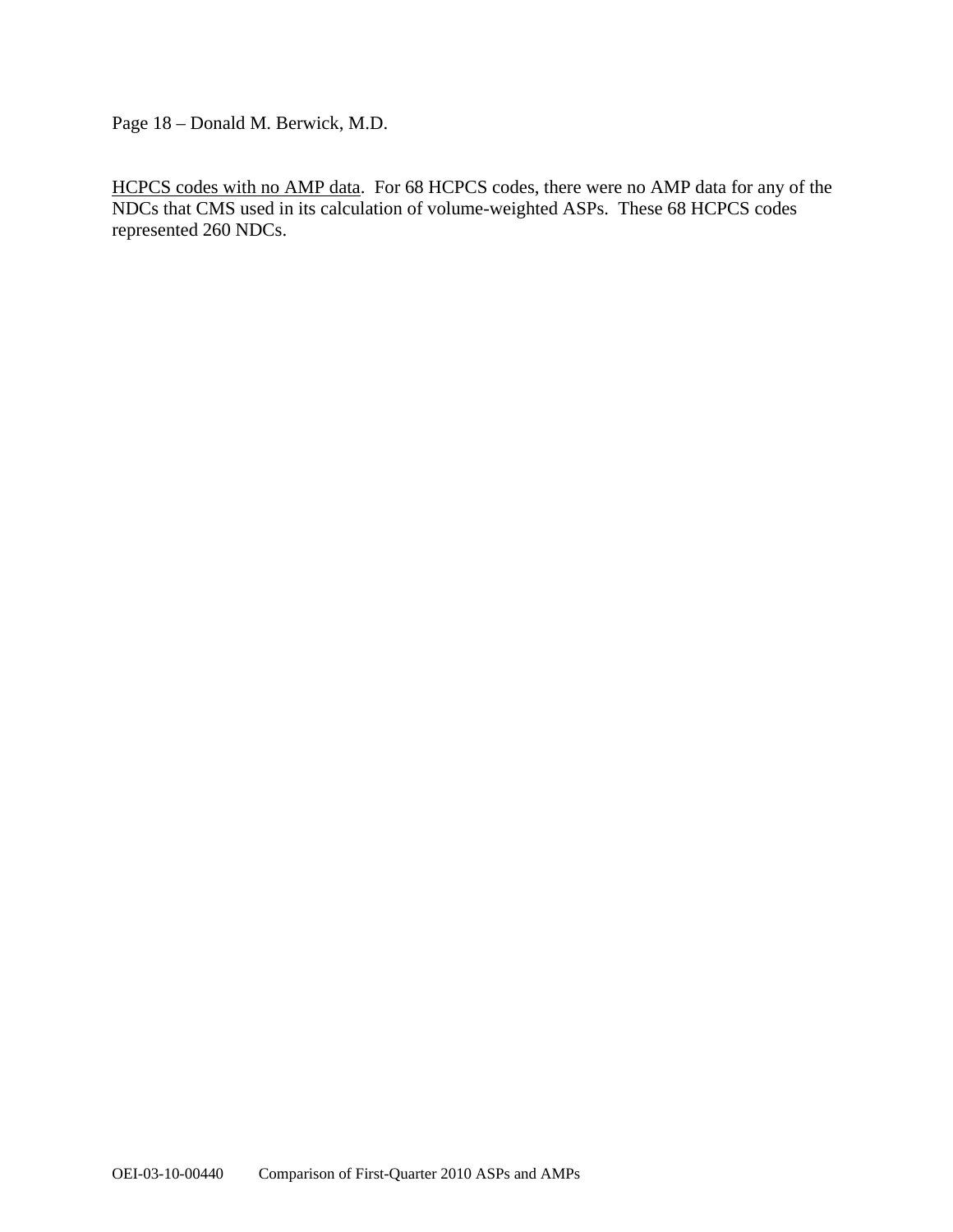HCPCS codes with no AMP data. For 68 HCPCS codes, there were no AMP data for any of the NDCs that CMS used in its calculation of volume-weighted ASPs. These 68 HCPCS codes represented 260 NDCs.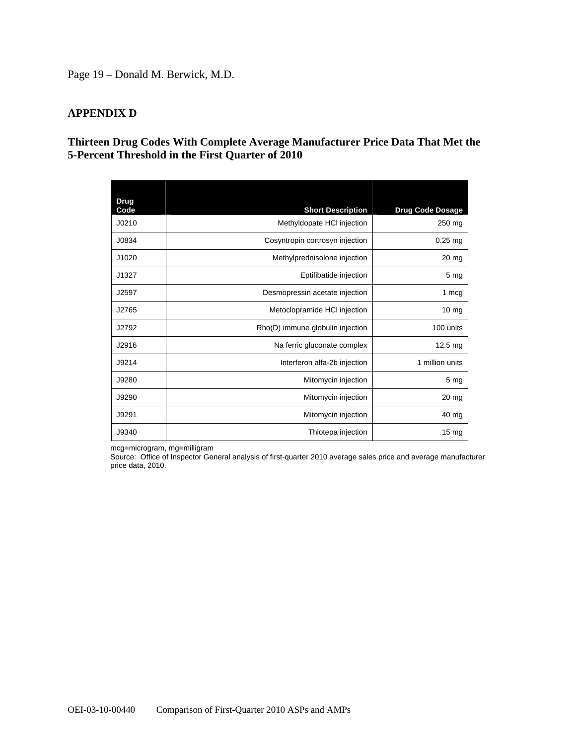## APPENDIX D

### Thirteen Drug Codes With Complete Average Manufacturer Price Data That Met the 5-Percent Threshold in the First Quarter of 2010

| Drug Code | Short Description | Drug Code Dosage |
|---|---:|---:|
| J0210 | Methyldopate HCl injection | 250 mg |
| J0834 | Cosyntropin cortrosyn injection | 0.25 mg |
| J1020 | Methylprednisolone injection | 20 mg |
| J1327 | Eptifibatide injection | 5 mg |
| J2597 | Desmopressin acetate injection | 1 mcg |
| J2765 | Metoclopramide HCl injection | 10 mg |
| J2792 | Rho(D) immune globulin injection | 100 units |
| J2916 | Na ferric gluconate complex | 12.5 mg |
| J9214 | Interferon alfa-2b injection | 1 million units |
| J9280 | Mitomycin injection | 5 mg |
| J9290 | Mitomycin injection | 20 mg |
| J9291 | Mitomycin injection | 40 mg |
| J9340 | Thiotepa injection | 15 mg |

mcg=microgram, mg=milligram

Source: Office of Inspector General analysis of first-quarter 2010 average sales price and average manufacturer price data, 2010.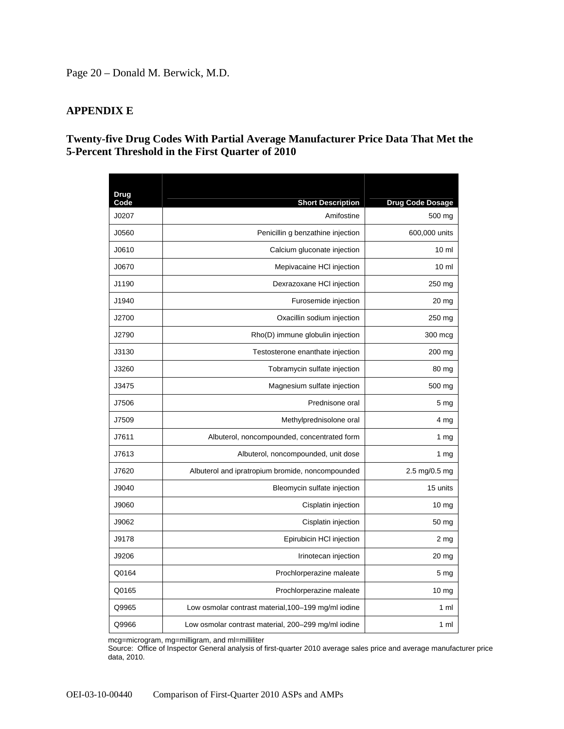## APPENDIX E

### Twenty-five Drug Codes With Partial Average Manufacturer Price Data That Met the 5-Percent Threshold in the First Quarter of 2010

| Drug Code | Short Description | Drug Code Dosage |
|---|---|---|
| J0207 | Amifostine | 500 mg |
| J0560 | Penicillin g benzathine injection | 600,000 units |
| J0610 | Calcium gluconate injection | 10 ml |
| J0670 | Mepivacaine HCl injection | 10 ml |
| J1190 | Dexrazoxane HCl injection | 250 mg |
| J1940 | Furosemide injection | 20 mg |
| J2700 | Oxacillin sodium injection | 250 mg |
| J2790 | Rho(D) immune globulin injection | 300 mcg |
| J3130 | Testosterone enanthate injection | 200 mg |
| J3260 | Tobramycin sulfate injection | 80 mg |
| J3475 | Magnesium sulfate injection | 500 mg |
| J7506 | Prednisone oral | 5 mg |
| J7509 | Methylprednisolone oral | 4 mg |
| J7611 | Albuterol, noncompounded, concentrated form | 1 mg |
| J7613 | Albuterol, noncompounded, unit dose | 1 mg |
| J7620 | Albuterol and ipratropium bromide, noncompounded | 2.5 mg/0.5 mg |
| J9040 | Bleomycin sulfate injection | 15 units |
| J9060 | Cisplatin injection | 10 mg |
| J9062 | Cisplatin injection | 50 mg |
| J9178 | Epirubicin HCl injection | 2 mg |
| J9206 | Irinotecan injection | 20 mg |
| Q0164 | Prochlorperazine maleate | 5 mg |
| Q0165 | Prochlorperazine maleate | 10 mg |
| Q9965 | Low osmolar contrast material,100–199 mg/ml iodine | 1 ml |
| Q9966 | Low osmolar contrast material, 200–299 mg/ml iodine | 1 ml |

mcg=microgram, mg=milligram, and ml=milliliter

Source: Office of Inspector General analysis of first-quarter 2010 average sales price and average manufacturer price data, 2010.